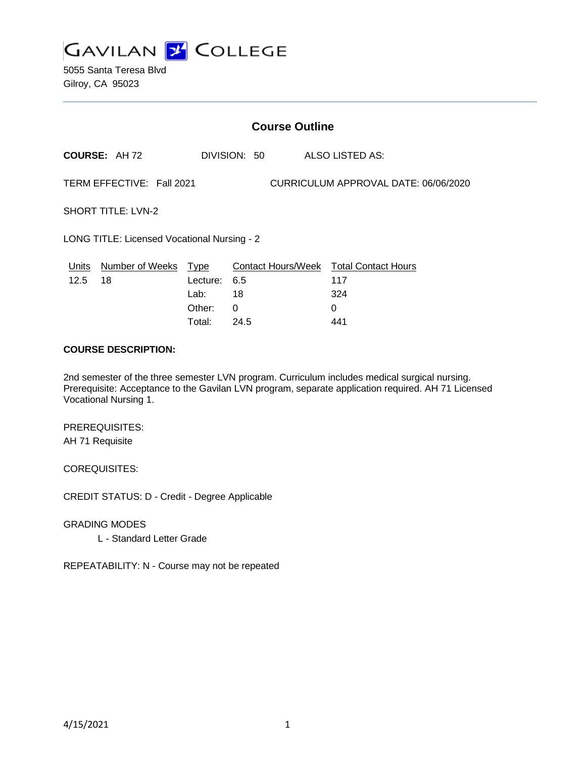# GAVILAN COLLEGE

5055 Santa Teresa Blvd
Gilroy, CA 95023

## Course Outline

**COURSE:** AH 72 DIVISION: 50 ALSO LISTED AS:

TERM EFFECTIVE: Fall 2021 CURRICULUM APPROVAL DATE: 06/06/2020

SHORT TITLE: LVN-2

LONG TITLE: Licensed Vocational Nursing - 2

| Units | Number of Weeks | Type | Contact Hours/Week | Total Contact Hours |
|---|---|---|---|---|
| 12.5 | 18 | Lecture: | 6.5 | 117 |
| | | Lab: | 18 | 324 |
| | | Other: | 0 | 0 |
| | | Total: | 24.5 | 441 |

**COURSE DESCRIPTION:**

2nd semester of the three semester LVN program. Curriculum includes medical surgical nursing. Prerequisite: Acceptance to the Gavilan LVN program, separate application required. AH 71 Licensed Vocational Nursing 1.

PREREQUISITES:
AH 71 Requisite

COREQUISITES:

CREDIT STATUS: D - Credit - Degree Applicable

GRADING MODES
L - Standard Letter Grade

REPEATABILITY: N - Course may not be repeated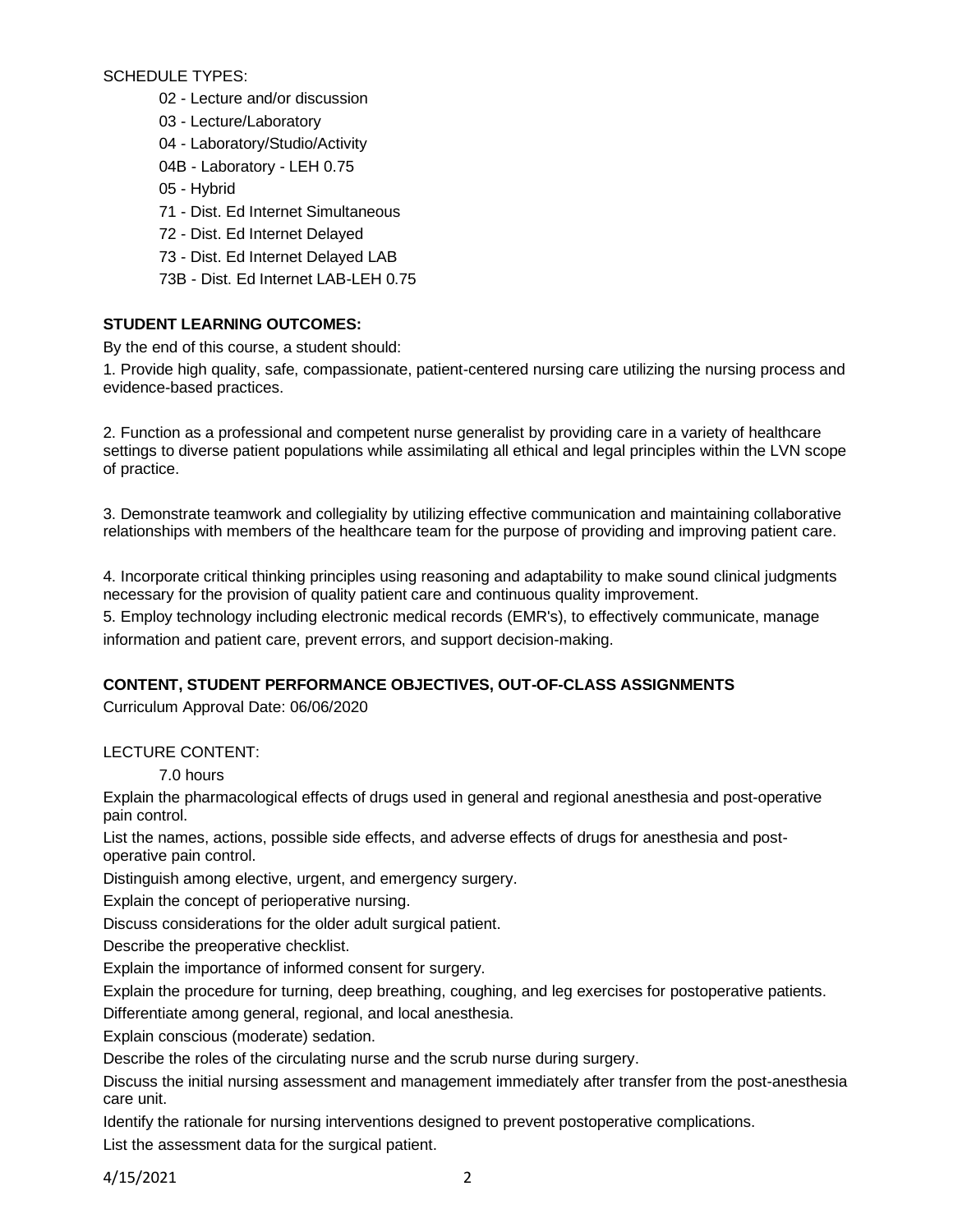SCHEDULE TYPES:

- 02 - Lecture and/or discussion
- 03 - Lecture/Laboratory
- 04 - Laboratory/Studio/Activity
- 04B - Laboratory - LEH 0.75
- 05 - Hybrid
- 71 - Dist. Ed Internet Simultaneous
- 72 - Dist. Ed Internet Delayed
- 73 - Dist. Ed Internet Delayed LAB
- 73B - Dist. Ed Internet LAB-LEH 0.75

## STUDENT LEARNING OUTCOMES:

By the end of this course, a student should:

1. Provide high quality, safe, compassionate, patient-centered nursing care utilizing the nursing process and evidence-based practices.

2. Function as a professional and competent nurse generalist by providing care in a variety of healthcare settings to diverse patient populations while assimilating all ethical and legal principles within the LVN scope of practice.

3. Demonstrate teamwork and collegiality by utilizing effective communication and maintaining collaborative relationships with members of the healthcare team for the purpose of providing and improving patient care.

4. Incorporate critical thinking principles using reasoning and adaptability to make sound clinical judgments necessary for the provision of quality patient care and continuous quality improvement.

5. Employ technology including electronic medical records (EMR's), to effectively communicate, manage information and patient care, prevent errors, and support decision-making.

## CONTENT, STUDENT PERFORMANCE OBJECTIVES, OUT-OF-CLASS ASSIGNMENTS

Curriculum Approval Date: 06/06/2020

LECTURE CONTENT:

7.0 hours

Explain the pharmacological effects of drugs used in general and regional anesthesia and post-operative pain control.

List the names, actions, possible side effects, and adverse effects of drugs for anesthesia and post-operative pain control.

Distinguish among elective, urgent, and emergency surgery.

Explain the concept of perioperative nursing.

Discuss considerations for the older adult surgical patient.

Describe the preoperative checklist.

Explain the importance of informed consent for surgery.

Explain the procedure for turning, deep breathing, coughing, and leg exercises for postoperative patients.

Differentiate among general, regional, and local anesthesia.

Explain conscious (moderate) sedation.

Describe the roles of the circulating nurse and the scrub nurse during surgery.

Discuss the initial nursing assessment and management immediately after transfer from the post-anesthesia care unit.

Identify the rationale for nursing interventions designed to prevent postoperative complications.

List the assessment data for the surgical patient.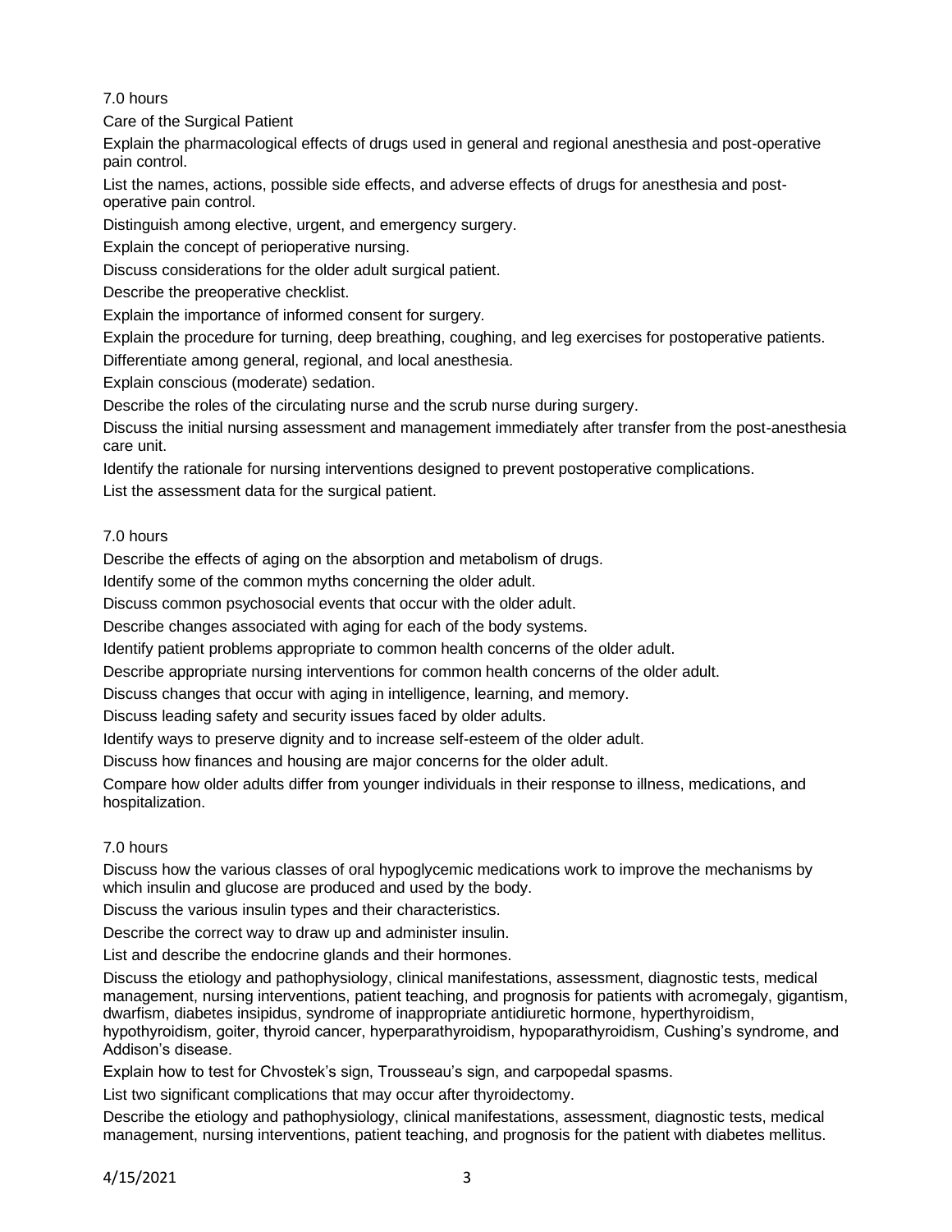7.0 hours

Care of the Surgical Patient

Explain the pharmacological effects of drugs used in general and regional anesthesia and post-operative pain control.

List the names, actions, possible side effects, and adverse effects of drugs for anesthesia and post-operative pain control.

Distinguish among elective, urgent, and emergency surgery.

Explain the concept of perioperative nursing.

Discuss considerations for the older adult surgical patient.

Describe the preoperative checklist.

Explain the importance of informed consent for surgery.

Explain the procedure for turning, deep breathing, coughing, and leg exercises for postoperative patients.

Differentiate among general, regional, and local anesthesia.

Explain conscious (moderate) sedation.

Describe the roles of the circulating nurse and the scrub nurse during surgery.

Discuss the initial nursing assessment and management immediately after transfer from the post-anesthesia care unit.

Identify the rationale for nursing interventions designed to prevent postoperative complications.

List the assessment data for the surgical patient.

7.0 hours

Describe the effects of aging on the absorption and metabolism of drugs.

Identify some of the common myths concerning the older adult.

Discuss common psychosocial events that occur with the older adult.

Describe changes associated with aging for each of the body systems.

Identify patient problems appropriate to common health concerns of the older adult.

Describe appropriate nursing interventions for common health concerns of the older adult.

Discuss changes that occur with aging in intelligence, learning, and memory.

Discuss leading safety and security issues faced by older adults.

Identify ways to preserve dignity and to increase self-esteem of the older adult.

Discuss how finances and housing are major concerns for the older adult.

Compare how older adults differ from younger individuals in their response to illness, medications, and hospitalization.

7.0 hours

Discuss how the various classes of oral hypoglycemic medications work to improve the mechanisms by which insulin and glucose are produced and used by the body.

Discuss the various insulin types and their characteristics.

Describe the correct way to draw up and administer insulin.

List and describe the endocrine glands and their hormones.

Discuss the etiology and pathophysiology, clinical manifestations, assessment, diagnostic tests, medical management, nursing interventions, patient teaching, and prognosis for patients with acromegaly, gigantism, dwarfism, diabetes insipidus, syndrome of inappropriate antidiuretic hormone, hyperthyroidism, hypothyroidism, goiter, thyroid cancer, hyperparathyroidism, hypoparathyroidism, Cushing's syndrome, and Addison's disease.

Explain how to test for Chvostek's sign, Trousseau's sign, and carpopedal spasms.

List two significant complications that may occur after thyroidectomy.

Describe the etiology and pathophysiology, clinical manifestations, assessment, diagnostic tests, medical management, nursing interventions, patient teaching, and prognosis for the patient with diabetes mellitus.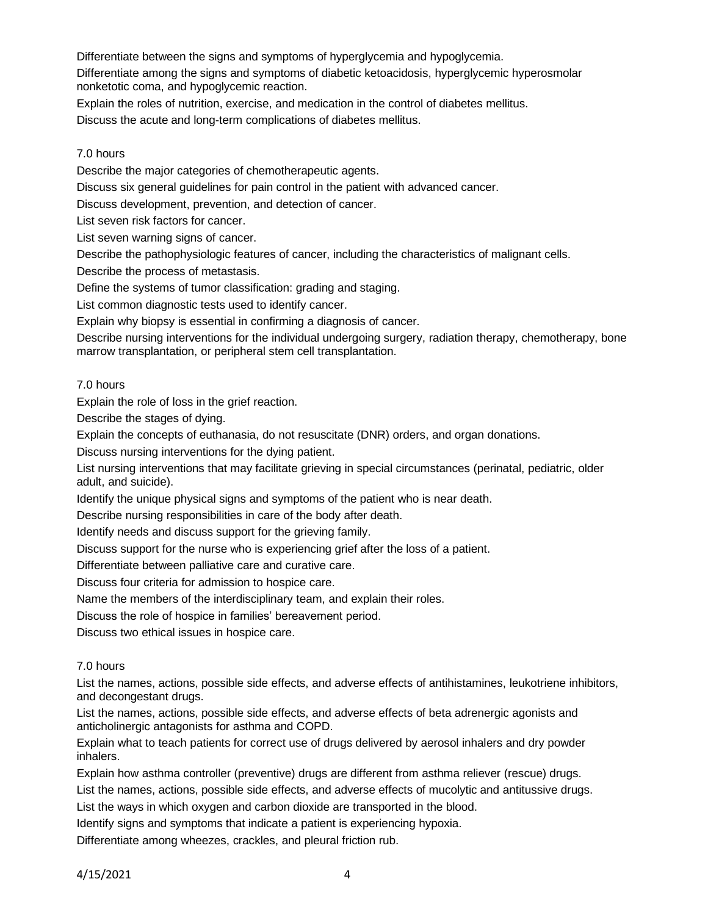Differentiate between the signs and symptoms of hyperglycemia and hypoglycemia.

Differentiate among the signs and symptoms of diabetic ketoacidosis, hyperglycemic hyperosmolar nonketotic coma, and hypoglycemic reaction.

Explain the roles of nutrition, exercise, and medication in the control of diabetes mellitus.

Discuss the acute and long-term complications of diabetes mellitus.

7.0 hours

Describe the major categories of chemotherapeutic agents.

Discuss six general guidelines for pain control in the patient with advanced cancer.

Discuss development, prevention, and detection of cancer.

List seven risk factors for cancer.

List seven warning signs of cancer.

Describe the pathophysiologic features of cancer, including the characteristics of malignant cells.

Describe the process of metastasis.

Define the systems of tumor classification: grading and staging.

List common diagnostic tests used to identify cancer.

Explain why biopsy is essential in confirming a diagnosis of cancer.

Describe nursing interventions for the individual undergoing surgery, radiation therapy, chemotherapy, bone marrow transplantation, or peripheral stem cell transplantation.

7.0 hours

Explain the role of loss in the grief reaction.

Describe the stages of dying.

Explain the concepts of euthanasia, do not resuscitate (DNR) orders, and organ donations.

Discuss nursing interventions for the dying patient.

List nursing interventions that may facilitate grieving in special circumstances (perinatal, pediatric, older adult, and suicide).

Identify the unique physical signs and symptoms of the patient who is near death.

Describe nursing responsibilities in care of the body after death.

Identify needs and discuss support for the grieving family.

Discuss support for the nurse who is experiencing grief after the loss of a patient.

Differentiate between palliative care and curative care.

Discuss four criteria for admission to hospice care.

Name the members of the interdisciplinary team, and explain their roles.

Discuss the role of hospice in families' bereavement period.

Discuss two ethical issues in hospice care.

7.0 hours

List the names, actions, possible side effects, and adverse effects of antihistamines, leukotriene inhibitors, and decongestant drugs.

List the names, actions, possible side effects, and adverse effects of beta adrenergic agonists and anticholinergic antagonists for asthma and COPD.

Explain what to teach patients for correct use of drugs delivered by aerosol inhalers and dry powder inhalers.

Explain how asthma controller (preventive) drugs are different from asthma reliever (rescue) drugs.

List the names, actions, possible side effects, and adverse effects of mucolytic and antitussive drugs.

List the ways in which oxygen and carbon dioxide are transported in the blood.

Identify signs and symptoms that indicate a patient is experiencing hypoxia.

Differentiate among wheezes, crackles, and pleural friction rub.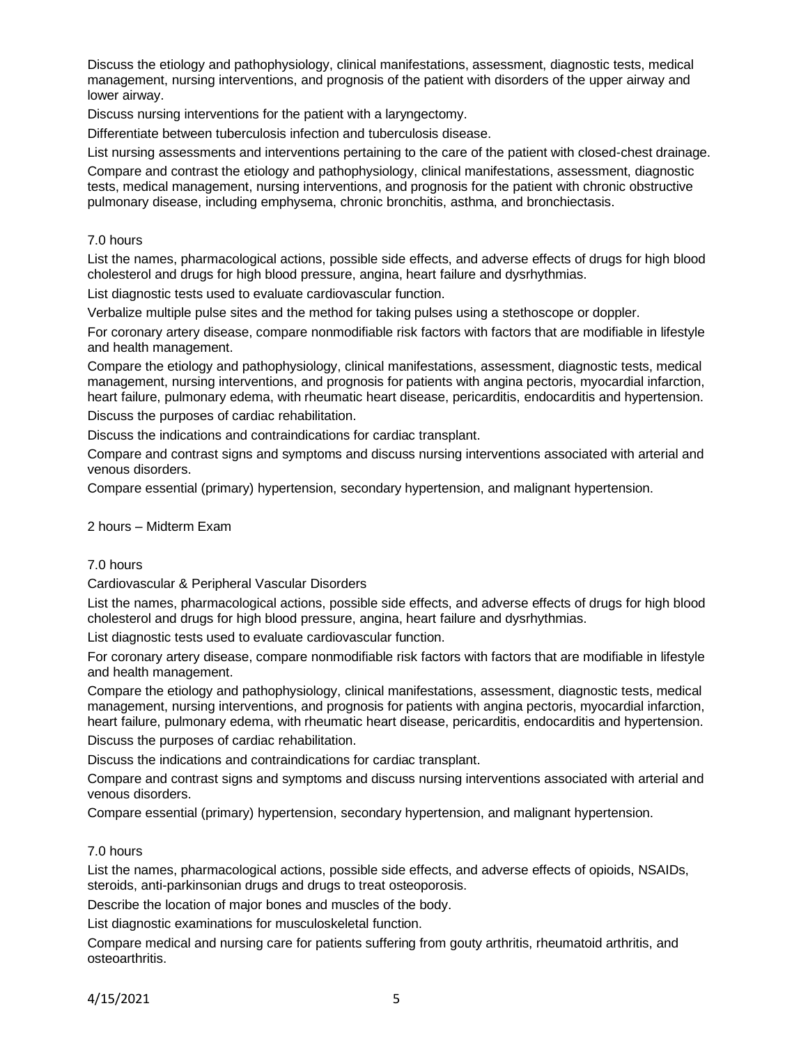Discuss the etiology and pathophysiology, clinical manifestations, assessment, diagnostic tests, medical management, nursing interventions, and prognosis of the patient with disorders of the upper airway and lower airway.

Discuss nursing interventions for the patient with a laryngectomy.

Differentiate between tuberculosis infection and tuberculosis disease.

List nursing assessments and interventions pertaining to the care of the patient with closed-chest drainage.

Compare and contrast the etiology and pathophysiology, clinical manifestations, assessment, diagnostic tests, medical management, nursing interventions, and prognosis for the patient with chronic obstructive pulmonary disease, including emphysema, chronic bronchitis, asthma, and bronchiectasis.

7.0 hours

List the names, pharmacological actions, possible side effects, and adverse effects of drugs for high blood cholesterol and drugs for high blood pressure, angina, heart failure and dysrhythmias.

List diagnostic tests used to evaluate cardiovascular function.

Verbalize multiple pulse sites and the method for taking pulses using a stethoscope or doppler.

For coronary artery disease, compare nonmodifiable risk factors with factors that are modifiable in lifestyle and health management.

Compare the etiology and pathophysiology, clinical manifestations, assessment, diagnostic tests, medical management, nursing interventions, and prognosis for patients with angina pectoris, myocardial infarction, heart failure, pulmonary edema, with rheumatic heart disease, pericarditis, endocarditis and hypertension.

Discuss the purposes of cardiac rehabilitation.

Discuss the indications and contraindications for cardiac transplant.

Compare and contrast signs and symptoms and discuss nursing interventions associated with arterial and venous disorders.

Compare essential (primary) hypertension, secondary hypertension, and malignant hypertension.

2 hours – Midterm Exam

7.0 hours

Cardiovascular & Peripheral Vascular Disorders

List the names, pharmacological actions, possible side effects, and adverse effects of drugs for high blood cholesterol and drugs for high blood pressure, angina, heart failure and dysrhythmias.

List diagnostic tests used to evaluate cardiovascular function.

For coronary artery disease, compare nonmodifiable risk factors with factors that are modifiable in lifestyle and health management.

Compare the etiology and pathophysiology, clinical manifestations, assessment, diagnostic tests, medical management, nursing interventions, and prognosis for patients with angina pectoris, myocardial infarction, heart failure, pulmonary edema, with rheumatic heart disease, pericarditis, endocarditis and hypertension.

Discuss the purposes of cardiac rehabilitation.

Discuss the indications and contraindications for cardiac transplant.

Compare and contrast signs and symptoms and discuss nursing interventions associated with arterial and venous disorders.

Compare essential (primary) hypertension, secondary hypertension, and malignant hypertension.

7.0 hours

List the names, pharmacological actions, possible side effects, and adverse effects of opioids, NSAIDs, steroids, anti-parkinsonian drugs and drugs to treat osteoporosis.

Describe the location of major bones and muscles of the body.

List diagnostic examinations for musculoskeletal function.

Compare medical and nursing care for patients suffering from gouty arthritis, rheumatoid arthritis, and osteoarthritis.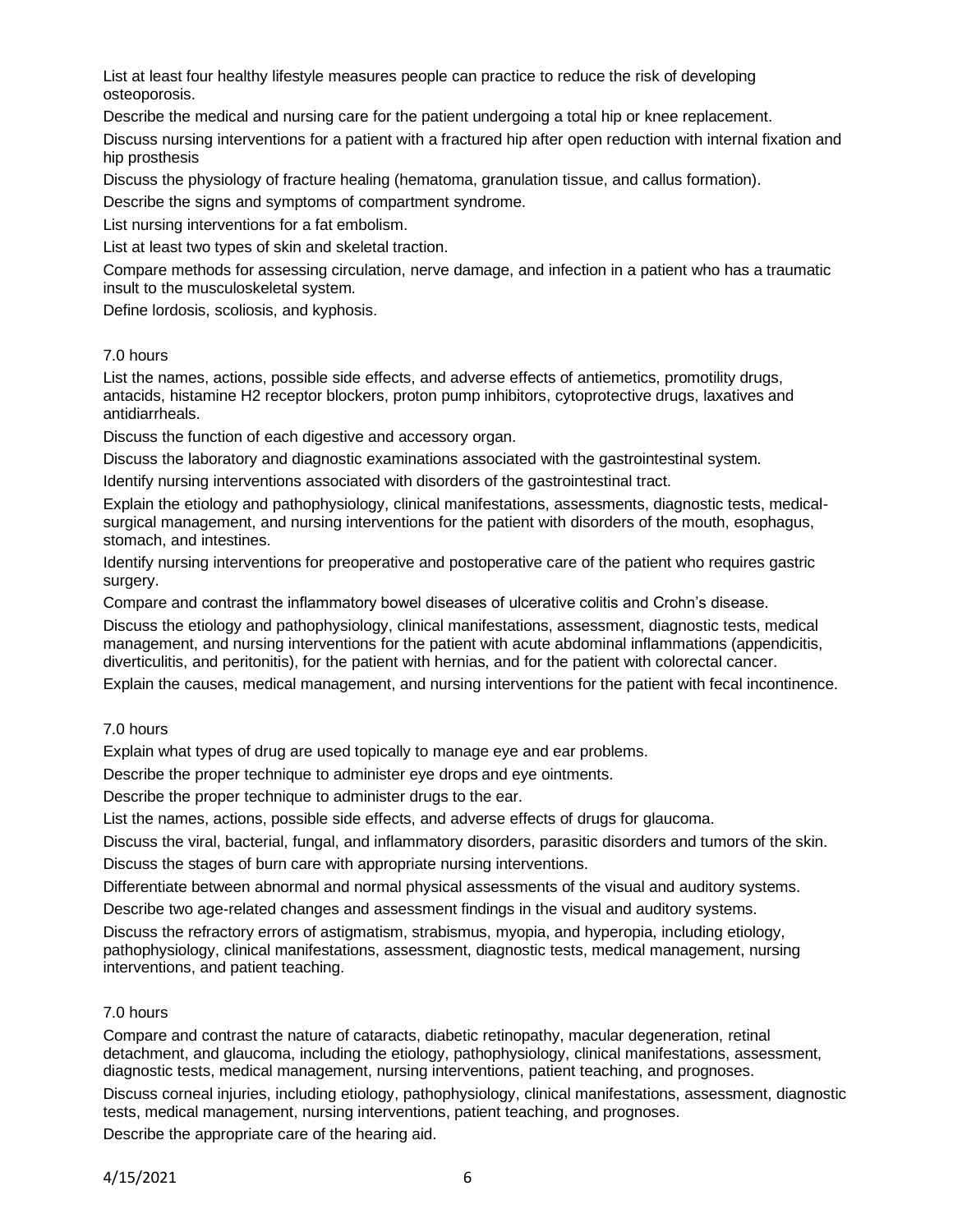List at least four healthy lifestyle measures people can practice to reduce the risk of developing osteoporosis.

Describe the medical and nursing care for the patient undergoing a total hip or knee replacement.

Discuss nursing interventions for a patient with a fractured hip after open reduction with internal fixation and hip prosthesis

Discuss the physiology of fracture healing (hematoma, granulation tissue, and callus formation).

Describe the signs and symptoms of compartment syndrome.

List nursing interventions for a fat embolism.

List at least two types of skin and skeletal traction.

Compare methods for assessing circulation, nerve damage, and infection in a patient who has a traumatic insult to the musculoskeletal system.

Define lordosis, scoliosis, and kyphosis.

7.0 hours

List the names, actions, possible side effects, and adverse effects of antiemetics, promotility drugs, antacids, histamine H2 receptor blockers, proton pump inhibitors, cytoprotective drugs, laxatives and antidiarrheals.

Discuss the function of each digestive and accessory organ.

Discuss the laboratory and diagnostic examinations associated with the gastrointestinal system.

Identify nursing interventions associated with disorders of the gastrointestinal tract.

Explain the etiology and pathophysiology, clinical manifestations, assessments, diagnostic tests, medical-surgical management, and nursing interventions for the patient with disorders of the mouth, esophagus, stomach, and intestines.

Identify nursing interventions for preoperative and postoperative care of the patient who requires gastric surgery.

Compare and contrast the inflammatory bowel diseases of ulcerative colitis and Crohn's disease.

Discuss the etiology and pathophysiology, clinical manifestations, assessment, diagnostic tests, medical management, and nursing interventions for the patient with acute abdominal inflammations (appendicitis, diverticulitis, and peritonitis), for the patient with hernias, and for the patient with colorectal cancer.

Explain the causes, medical management, and nursing interventions for the patient with fecal incontinence.

7.0 hours

Explain what types of drug are used topically to manage eye and ear problems.

Describe the proper technique to administer eye drops and eye ointments.

Describe the proper technique to administer drugs to the ear.

List the names, actions, possible side effects, and adverse effects of drugs for glaucoma.

Discuss the viral, bacterial, fungal, and inflammatory disorders, parasitic disorders and tumors of the skin.

Discuss the stages of burn care with appropriate nursing interventions.

Differentiate between abnormal and normal physical assessments of the visual and auditory systems.

Describe two age-related changes and assessment findings in the visual and auditory systems.

Discuss the refractory errors of astigmatism, strabismus, myopia, and hyperopia, including etiology, pathophysiology, clinical manifestations, assessment, diagnostic tests, medical management, nursing interventions, and patient teaching.

7.0 hours

Compare and contrast the nature of cataracts, diabetic retinopathy, macular degeneration, retinal detachment, and glaucoma, including the etiology, pathophysiology, clinical manifestations, assessment, diagnostic tests, medical management, nursing interventions, patient teaching, and prognoses.

Discuss corneal injuries, including etiology, pathophysiology, clinical manifestations, assessment, diagnostic tests, medical management, nursing interventions, patient teaching, and prognoses.

Describe the appropriate care of the hearing aid.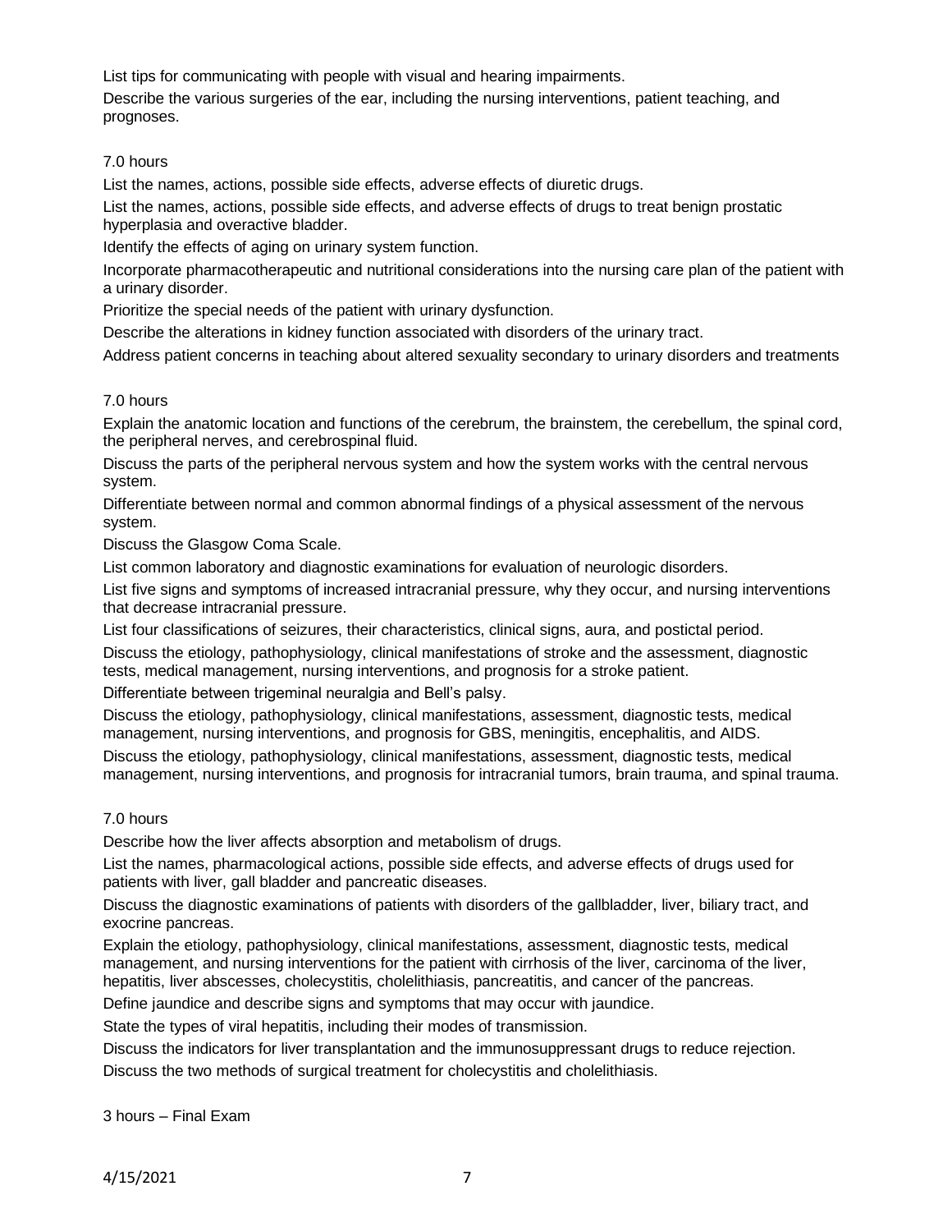List tips for communicating with people with visual and hearing impairments.

Describe the various surgeries of the ear, including the nursing interventions, patient teaching, and prognoses.

7.0 hours

List the names, actions, possible side effects, adverse effects of diuretic drugs.

List the names, actions, possible side effects, and adverse effects of drugs to treat benign prostatic hyperplasia and overactive bladder.

Identify the effects of aging on urinary system function.

Incorporate pharmacotherapeutic and nutritional considerations into the nursing care plan of the patient with a urinary disorder.

Prioritize the special needs of the patient with urinary dysfunction.

Describe the alterations in kidney function associated with disorders of the urinary tract.

Address patient concerns in teaching about altered sexuality secondary to urinary disorders and treatments

7.0 hours

Explain the anatomic location and functions of the cerebrum, the brainstem, the cerebellum, the spinal cord, the peripheral nerves, and cerebrospinal fluid.

Discuss the parts of the peripheral nervous system and how the system works with the central nervous system.

Differentiate between normal and common abnormal findings of a physical assessment of the nervous system.

Discuss the Glasgow Coma Scale.

List common laboratory and diagnostic examinations for evaluation of neurologic disorders.

List five signs and symptoms of increased intracranial pressure, why they occur, and nursing interventions that decrease intracranial pressure.

List four classifications of seizures, their characteristics, clinical signs, aura, and postictal period.

Discuss the etiology, pathophysiology, clinical manifestations of stroke and the assessment, diagnostic tests, medical management, nursing interventions, and prognosis for a stroke patient.

Differentiate between trigeminal neuralgia and Bell's palsy.

Discuss the etiology, pathophysiology, clinical manifestations, assessment, diagnostic tests, medical management, nursing interventions, and prognosis for GBS, meningitis, encephalitis, and AIDS.

Discuss the etiology, pathophysiology, clinical manifestations, assessment, diagnostic tests, medical management, nursing interventions, and prognosis for intracranial tumors, brain trauma, and spinal trauma.

7.0 hours

Describe how the liver affects absorption and metabolism of drugs.

List the names, pharmacological actions, possible side effects, and adverse effects of drugs used for patients with liver, gall bladder and pancreatic diseases.

Discuss the diagnostic examinations of patients with disorders of the gallbladder, liver, biliary tract, and exocrine pancreas.

Explain the etiology, pathophysiology, clinical manifestations, assessment, diagnostic tests, medical management, and nursing interventions for the patient with cirrhosis of the liver, carcinoma of the liver, hepatitis, liver abscesses, cholecystitis, cholelithiasis, pancreatitis, and cancer of the pancreas.

Define jaundice and describe signs and symptoms that may occur with jaundice.

State the types of viral hepatitis, including their modes of transmission.

Discuss the indicators for liver transplantation and the immunosuppressant drugs to reduce rejection.

Discuss the two methods of surgical treatment for cholecystitis and cholelithiasis.

3 hours – Final Exam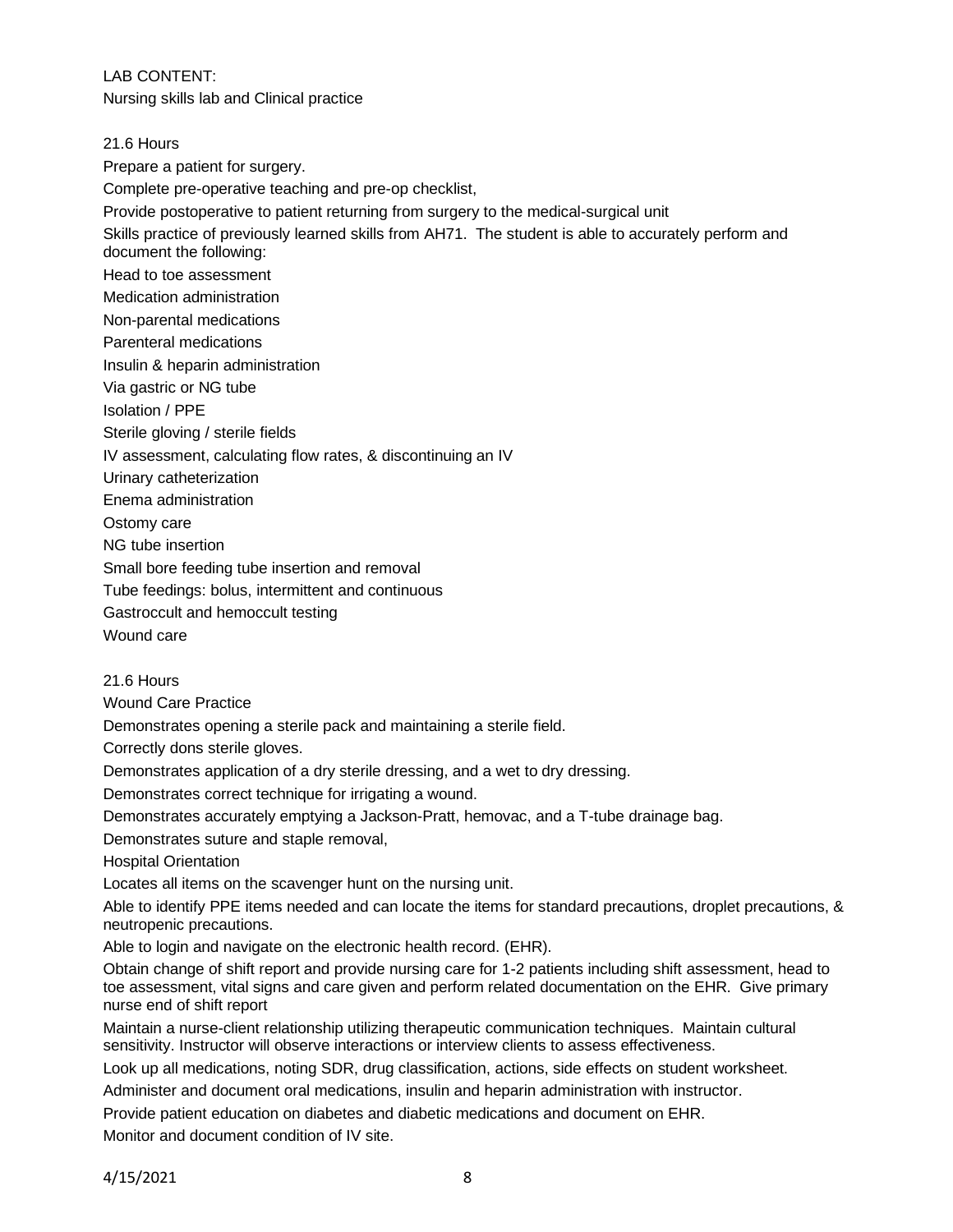LAB CONTENT:

Nursing skills lab and Clinical practice

21.6 Hours

Prepare a patient for surgery.

Complete pre-operative teaching and pre-op checklist,

Provide postoperative to patient returning from surgery to the medical-surgical unit

Skills practice of previously learned skills from AH71. The student is able to accurately perform and document the following:

Head to toe assessment

Medication administration

Non-parental medications

Parenteral medications

Insulin & heparin administration

Via gastric or NG tube

Isolation / PPE

Sterile gloving / sterile fields

IV assessment, calculating flow rates, & discontinuing an IV

Urinary catheterization

Enema administration

Ostomy care

NG tube insertion

Small bore feeding tube insertion and removal

Tube feedings: bolus, intermittent and continuous

Gastroccult and hemoccult testing

Wound care

21.6 Hours

Wound Care Practice

Demonstrates opening a sterile pack and maintaining a sterile field.

Correctly dons sterile gloves.

Demonstrates application of a dry sterile dressing, and a wet to dry dressing.

Demonstrates correct technique for irrigating a wound.

Demonstrates accurately emptying a Jackson-Pratt, hemovac, and a T-tube drainage bag.

Demonstrates suture and staple removal,

Hospital Orientation

Locates all items on the scavenger hunt on the nursing unit.

Able to identify PPE items needed and can locate the items for standard precautions, droplet precautions, & neutropenic precautions.

Able to login and navigate on the electronic health record. (EHR).

Obtain change of shift report and provide nursing care for 1-2 patients including shift assessment, head to toe assessment, vital signs and care given and perform related documentation on the EHR. Give primary nurse end of shift report

Maintain a nurse-client relationship utilizing therapeutic communication techniques. Maintain cultural sensitivity. Instructor will observe interactions or interview clients to assess effectiveness.

Look up all medications, noting SDR, drug classification, actions, side effects on student worksheet.

Administer and document oral medications, insulin and heparin administration with instructor.

Provide patient education on diabetes and diabetic medications and document on EHR.

Monitor and document condition of IV site.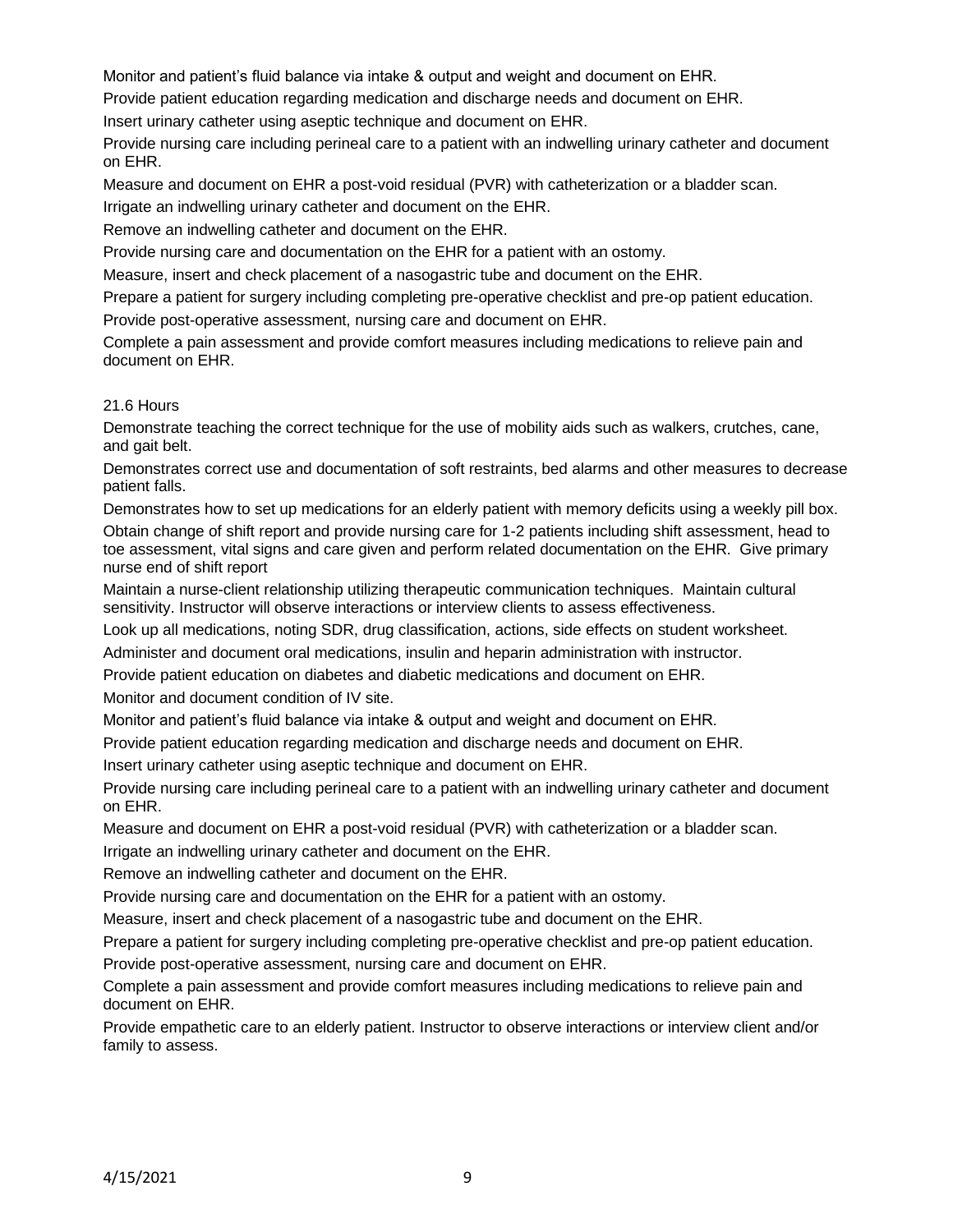Monitor and patient's fluid balance via intake & output and weight and document on EHR.

Provide patient education regarding medication and discharge needs and document on EHR.

Insert urinary catheter using aseptic technique and document on EHR.

Provide nursing care including perineal care to a patient with an indwelling urinary catheter and document on EHR.

Measure and document on EHR a post-void residual (PVR) with catheterization or a bladder scan.

Irrigate an indwelling urinary catheter and document on the EHR.

Remove an indwelling catheter and document on the EHR.

Provide nursing care and documentation on the EHR for a patient with an ostomy.

Measure, insert and check placement of a nasogastric tube and document on the EHR.

Prepare a patient for surgery including completing pre-operative checklist and pre-op patient education.

Provide post-operative assessment, nursing care and document on EHR.

Complete a pain assessment and provide comfort measures including medications to relieve pain and document on EHR.

21.6 Hours

Demonstrate teaching the correct technique for the use of mobility aids such as walkers, crutches, cane, and gait belt.

Demonstrates correct use and documentation of soft restraints, bed alarms and other measures to decrease patient falls.

Demonstrates how to set up medications for an elderly patient with memory deficits using a weekly pill box.

Obtain change of shift report and provide nursing care for 1-2 patients including shift assessment, head to toe assessment, vital signs and care given and perform related documentation on the EHR. Give primary nurse end of shift report

Maintain a nurse-client relationship utilizing therapeutic communication techniques. Maintain cultural sensitivity. Instructor will observe interactions or interview clients to assess effectiveness.

Look up all medications, noting SDR, drug classification, actions, side effects on student worksheet.

Administer and document oral medications, insulin and heparin administration with instructor.

Provide patient education on diabetes and diabetic medications and document on EHR.

Monitor and document condition of IV site.

Monitor and patient's fluid balance via intake & output and weight and document on EHR.

Provide patient education regarding medication and discharge needs and document on EHR.

Insert urinary catheter using aseptic technique and document on EHR.

Provide nursing care including perineal care to a patient with an indwelling urinary catheter and document on EHR.

Measure and document on EHR a post-void residual (PVR) with catheterization or a bladder scan.

Irrigate an indwelling urinary catheter and document on the EHR.

Remove an indwelling catheter and document on the EHR.

Provide nursing care and documentation on the EHR for a patient with an ostomy.

Measure, insert and check placement of a nasogastric tube and document on the EHR.

Prepare a patient for surgery including completing pre-operative checklist and pre-op patient education.

Provide post-operative assessment, nursing care and document on EHR.

Complete a pain assessment and provide comfort measures including medications to relieve pain and document on EHR.

Provide empathetic care to an elderly patient. Instructor to observe interactions or interview client and/or family to assess.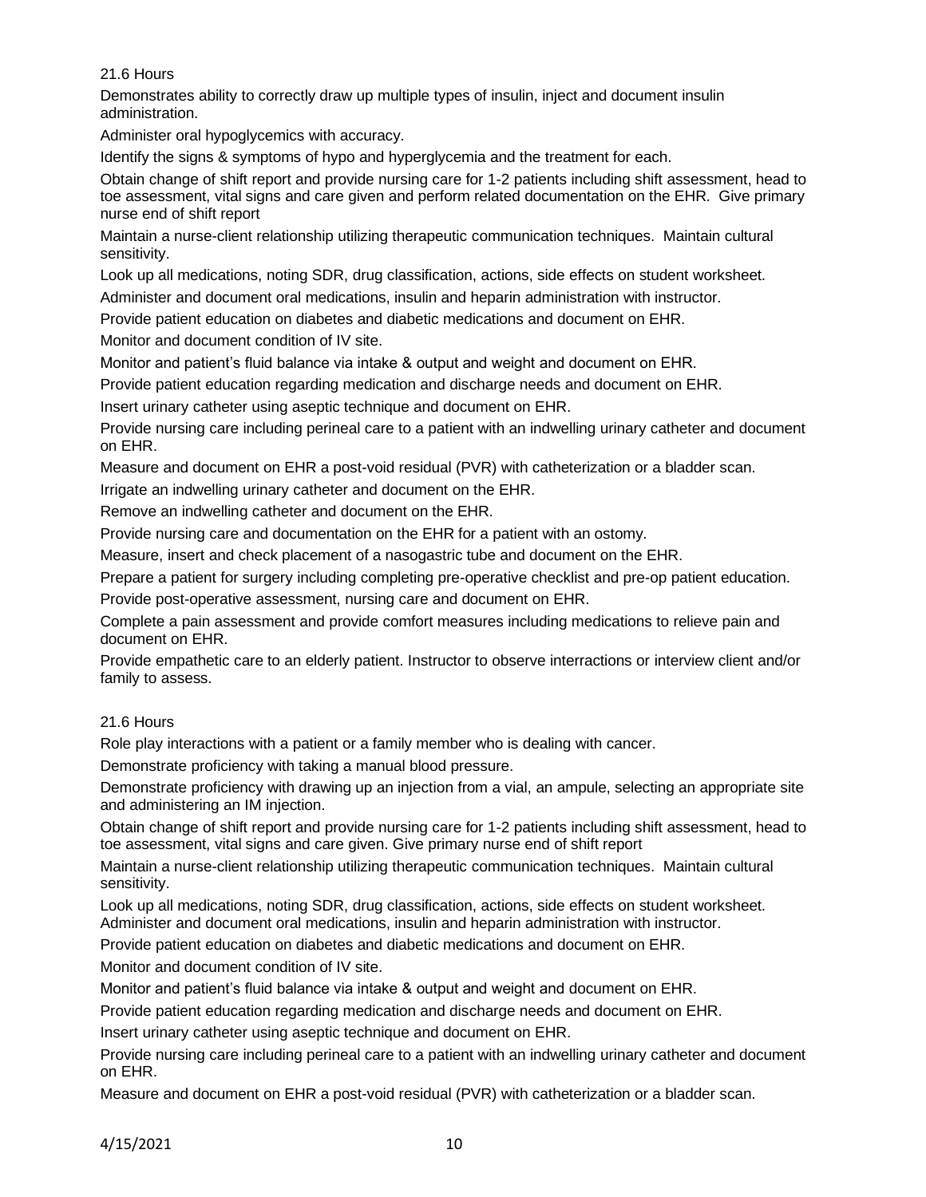21.6 Hours

Demonstrates ability to correctly draw up multiple types of insulin, inject and document insulin administration.

Administer oral hypoglycemics with accuracy.

Identify the signs & symptoms of hypo and hyperglycemia and the treatment for each.

Obtain change of shift report and provide nursing care for 1-2 patients including shift assessment, head to toe assessment, vital signs and care given and perform related documentation on the EHR. Give primary nurse end of shift report

Maintain a nurse-client relationship utilizing therapeutic communication techniques. Maintain cultural sensitivity.

Look up all medications, noting SDR, drug classification, actions, side effects on student worksheet.

Administer and document oral medications, insulin and heparin administration with instructor.

Provide patient education on diabetes and diabetic medications and document on EHR.

Monitor and document condition of IV site.

Monitor and patient's fluid balance via intake & output and weight and document on EHR.

Provide patient education regarding medication and discharge needs and document on EHR.

Insert urinary catheter using aseptic technique and document on EHR.

Provide nursing care including perineal care to a patient with an indwelling urinary catheter and document on EHR.

Measure and document on EHR a post-void residual (PVR) with catheterization or a bladder scan.

Irrigate an indwelling urinary catheter and document on the EHR.

Remove an indwelling catheter and document on the EHR.

Provide nursing care and documentation on the EHR for a patient with an ostomy.

Measure, insert and check placement of a nasogastric tube and document on the EHR.

Prepare a patient for surgery including completing pre-operative checklist and pre-op patient education.

Provide post-operative assessment, nursing care and document on EHR.

Complete a pain assessment and provide comfort measures including medications to relieve pain and document on EHR.

Provide empathetic care to an elderly patient. Instructor to observe interractions or interview client and/or family to assess.

21.6 Hours

Role play interactions with a patient or a family member who is dealing with cancer.

Demonstrate proficiency with taking a manual blood pressure.

Demonstrate proficiency with drawing up an injection from a vial, an ampule, selecting an appropriate site and administering an IM injection.

Obtain change of shift report and provide nursing care for 1-2 patients including shift assessment, head to toe assessment, vital signs and care given. Give primary nurse end of shift report

Maintain a nurse-client relationship utilizing therapeutic communication techniques. Maintain cultural sensitivity.

Look up all medications, noting SDR, drug classification, actions, side effects on student worksheet.
Administer and document oral medications, insulin and heparin administration with instructor.

Provide patient education on diabetes and diabetic medications and document on EHR.

Monitor and document condition of IV site.

Monitor and patient's fluid balance via intake & output and weight and document on EHR.

Provide patient education regarding medication and discharge needs and document on EHR.

Insert urinary catheter using aseptic technique and document on EHR.

Provide nursing care including perineal care to a patient with an indwelling urinary catheter and document on EHR.

Measure and document on EHR a post-void residual (PVR) with catheterization or a bladder scan.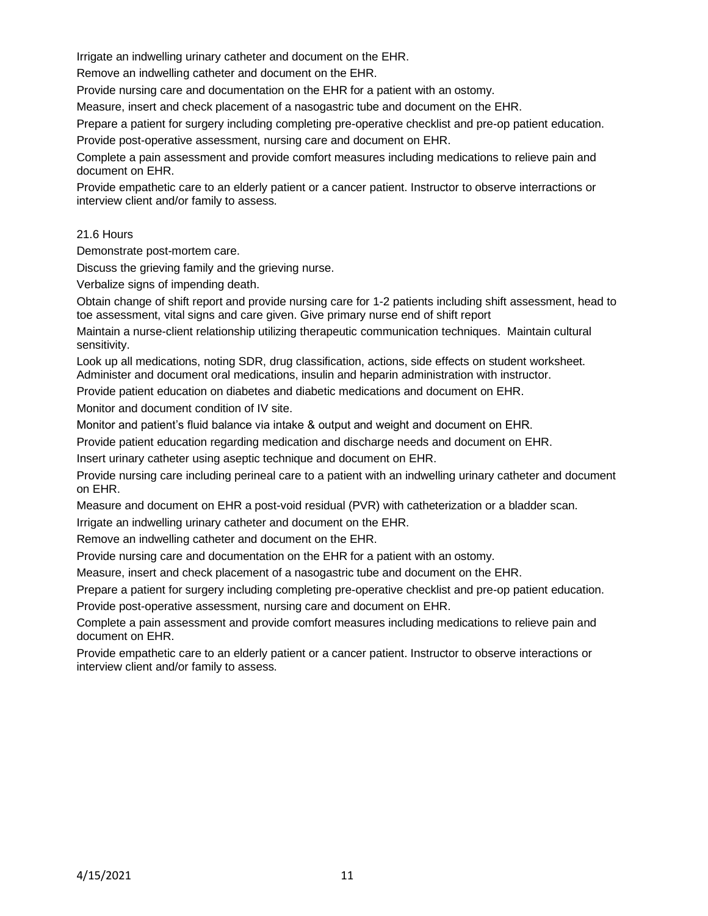Irrigate an indwelling urinary catheter and document on the EHR.

Remove an indwelling catheter and document on the EHR.

Provide nursing care and documentation on the EHR for a patient with an ostomy.

Measure, insert and check placement of a nasogastric tube and document on the EHR.

Prepare a patient for surgery including completing pre-operative checklist and pre-op patient education.

Provide post-operative assessment, nursing care and document on EHR.

Complete a pain assessment and provide comfort measures including medications to relieve pain and document on EHR.

Provide empathetic care to an elderly patient or a cancer patient. Instructor to observe interractions or interview client and/or family to assess.

21.6 Hours

Demonstrate post-mortem care.

Discuss the grieving family and the grieving nurse.

Verbalize signs of impending death.

Obtain change of shift report and provide nursing care for 1-2 patients including shift assessment, head to toe assessment, vital signs and care given. Give primary nurse end of shift report

Maintain a nurse-client relationship utilizing therapeutic communication techniques. Maintain cultural sensitivity.

Look up all medications, noting SDR, drug classification, actions, side effects on student worksheet. Administer and document oral medications, insulin and heparin administration with instructor.

Provide patient education on diabetes and diabetic medications and document on EHR.

Monitor and document condition of IV site.

Monitor and patient's fluid balance via intake & output and weight and document on EHR.

Provide patient education regarding medication and discharge needs and document on EHR.

Insert urinary catheter using aseptic technique and document on EHR.

Provide nursing care including perineal care to a patient with an indwelling urinary catheter and document on EHR.

Measure and document on EHR a post-void residual (PVR) with catheterization or a bladder scan.

Irrigate an indwelling urinary catheter and document on the EHR.

Remove an indwelling catheter and document on the EHR.

Provide nursing care and documentation on the EHR for a patient with an ostomy.

Measure, insert and check placement of a nasogastric tube and document on the EHR.

Prepare a patient for surgery including completing pre-operative checklist and pre-op patient education.

Provide post-operative assessment, nursing care and document on EHR.

Complete a pain assessment and provide comfort measures including medications to relieve pain and document on EHR.

Provide empathetic care to an elderly patient or a cancer patient. Instructor to observe interactions or interview client and/or family to assess.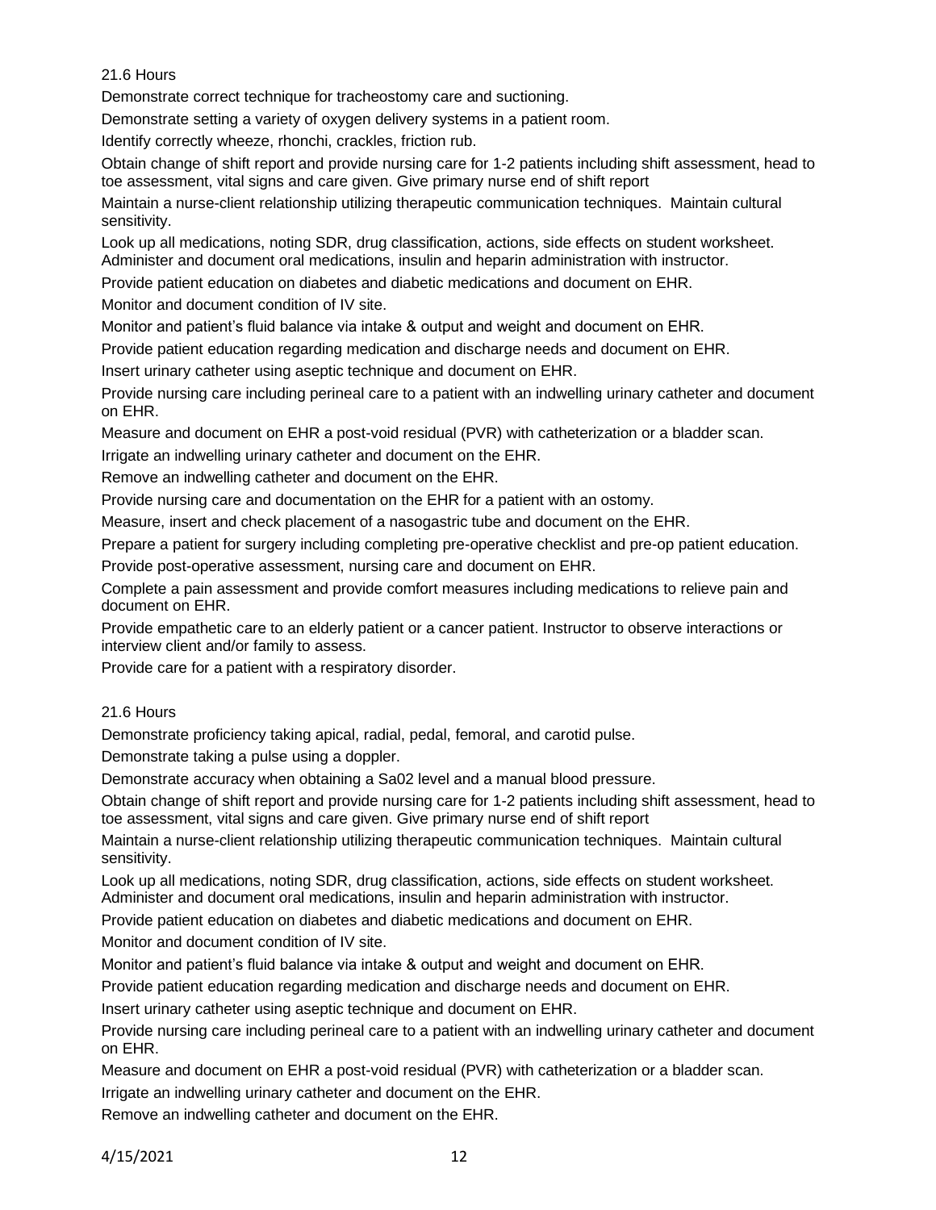21.6 Hours

Demonstrate correct technique for tracheostomy care and suctioning.

Demonstrate setting a variety of oxygen delivery systems in a patient room.

Identify correctly wheeze, rhonchi, crackles, friction rub.

Obtain change of shift report and provide nursing care for 1-2 patients including shift assessment, head to toe assessment, vital signs and care given. Give primary nurse end of shift report

Maintain a nurse-client relationship utilizing therapeutic communication techniques. Maintain cultural sensitivity.

Look up all medications, noting SDR, drug classification, actions, side effects on student worksheet. Administer and document oral medications, insulin and heparin administration with instructor.

Provide patient education on diabetes and diabetic medications and document on EHR.

Monitor and document condition of IV site.

Monitor and patient's fluid balance via intake & output and weight and document on EHR.

Provide patient education regarding medication and discharge needs and document on EHR.

Insert urinary catheter using aseptic technique and document on EHR.

Provide nursing care including perineal care to a patient with an indwelling urinary catheter and document on EHR.

Measure and document on EHR a post-void residual (PVR) with catheterization or a bladder scan.

Irrigate an indwelling urinary catheter and document on the EHR.

Remove an indwelling catheter and document on the EHR.

Provide nursing care and documentation on the EHR for a patient with an ostomy.

Measure, insert and check placement of a nasogastric tube and document on the EHR.

Prepare a patient for surgery including completing pre-operative checklist and pre-op patient education.

Provide post-operative assessment, nursing care and document on EHR.

Complete a pain assessment and provide comfort measures including medications to relieve pain and document on EHR.

Provide empathetic care to an elderly patient or a cancer patient. Instructor to observe interactions or interview client and/or family to assess.

Provide care for a patient with a respiratory disorder.

21.6 Hours

Demonstrate proficiency taking apical, radial, pedal, femoral, and carotid pulse.

Demonstrate taking a pulse using a doppler.

Demonstrate accuracy when obtaining a Sa02 level and a manual blood pressure.

Obtain change of shift report and provide nursing care for 1-2 patients including shift assessment, head to toe assessment, vital signs and care given. Give primary nurse end of shift report

Maintain a nurse-client relationship utilizing therapeutic communication techniques. Maintain cultural sensitivity.

Look up all medications, noting SDR, drug classification, actions, side effects on student worksheet. Administer and document oral medications, insulin and heparin administration with instructor.

Provide patient education on diabetes and diabetic medications and document on EHR.

Monitor and document condition of IV site.

Monitor and patient's fluid balance via intake & output and weight and document on EHR.

Provide patient education regarding medication and discharge needs and document on EHR.

Insert urinary catheter using aseptic technique and document on EHR.

Provide nursing care including perineal care to a patient with an indwelling urinary catheter and document on EHR.

Measure and document on EHR a post-void residual (PVR) with catheterization or a bladder scan.

Irrigate an indwelling urinary catheter and document on the EHR.

Remove an indwelling catheter and document on the EHR.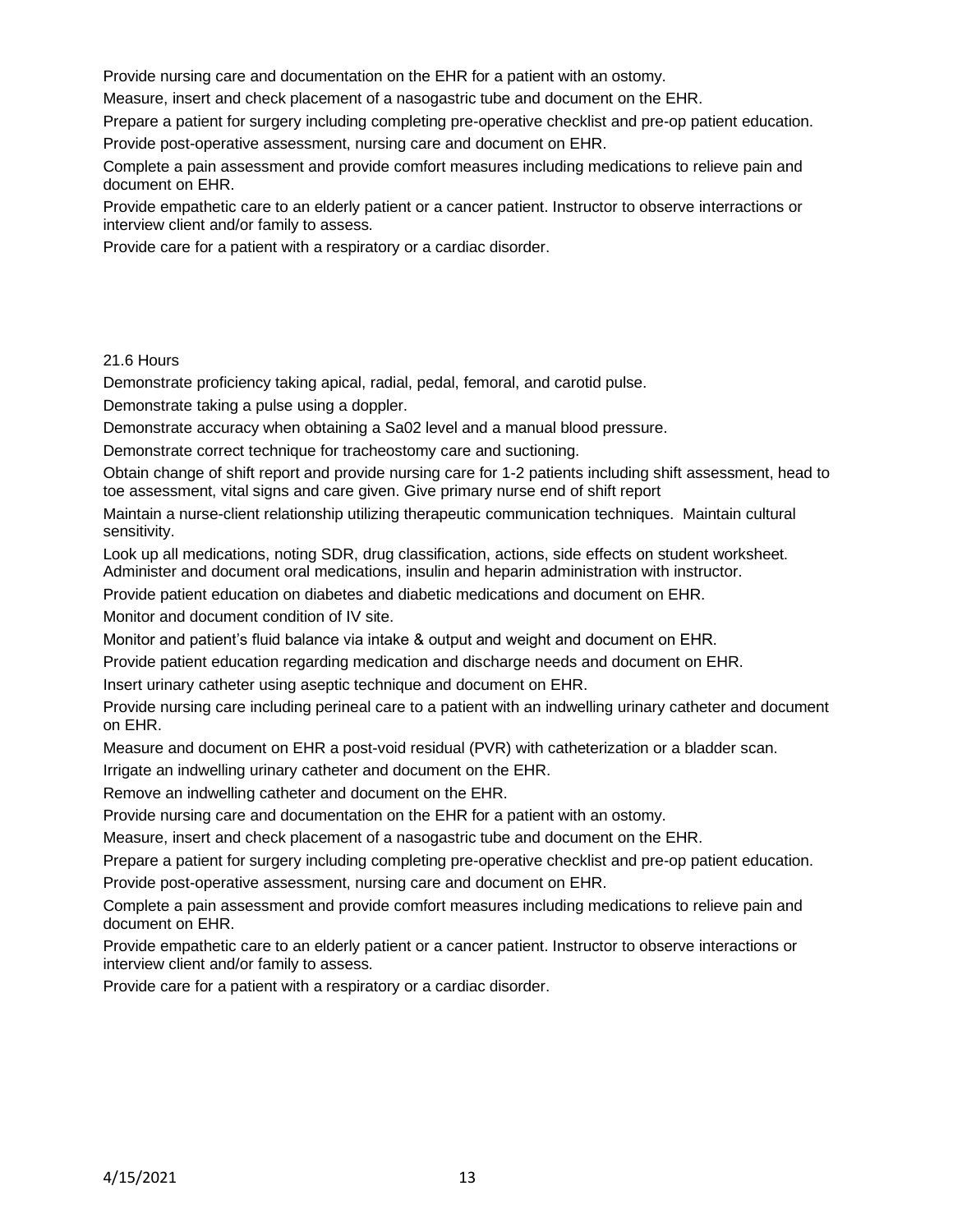Provide nursing care and documentation on the EHR for a patient with an ostomy.

Measure, insert and check placement of a nasogastric tube and document on the EHR.

Prepare a patient for surgery including completing pre-operative checklist and pre-op patient education.

Provide post-operative assessment, nursing care and document on EHR.

Complete a pain assessment and provide comfort measures including medications to relieve pain and document on EHR.

Provide empathetic care to an elderly patient or a cancer patient. Instructor to observe interractions or interview client and/or family to assess.

Provide care for a patient with a respiratory or a cardiac disorder.

21.6 Hours

Demonstrate proficiency taking apical, radial, pedal, femoral, and carotid pulse.

Demonstrate taking a pulse using a doppler.

Demonstrate accuracy when obtaining a Sa02 level and a manual blood pressure.

Demonstrate correct technique for tracheostomy care and suctioning.

Obtain change of shift report and provide nursing care for 1-2 patients including shift assessment, head to toe assessment, vital signs and care given. Give primary nurse end of shift report

Maintain a nurse-client relationship utilizing therapeutic communication techniques. Maintain cultural sensitivity.

Look up all medications, noting SDR, drug classification, actions, side effects on student worksheet. Administer and document oral medications, insulin and heparin administration with instructor.

Provide patient education on diabetes and diabetic medications and document on EHR.

Monitor and document condition of IV site.

Monitor and patient's fluid balance via intake & output and weight and document on EHR.

Provide patient education regarding medication and discharge needs and document on EHR.

Insert urinary catheter using aseptic technique and document on EHR.

Provide nursing care including perineal care to a patient with an indwelling urinary catheter and document on EHR.

Measure and document on EHR a post-void residual (PVR) with catheterization or a bladder scan.

Irrigate an indwelling urinary catheter and document on the EHR.

Remove an indwelling catheter and document on the EHR.

Provide nursing care and documentation on the EHR for a patient with an ostomy.

Measure, insert and check placement of a nasogastric tube and document on the EHR.

Prepare a patient for surgery including completing pre-operative checklist and pre-op patient education.

Provide post-operative assessment, nursing care and document on EHR.

Complete a pain assessment and provide comfort measures including medications to relieve pain and document on EHR.

Provide empathetic care to an elderly patient or a cancer patient. Instructor to observe interactions or interview client and/or family to assess.

Provide care for a patient with a respiratory or a cardiac disorder.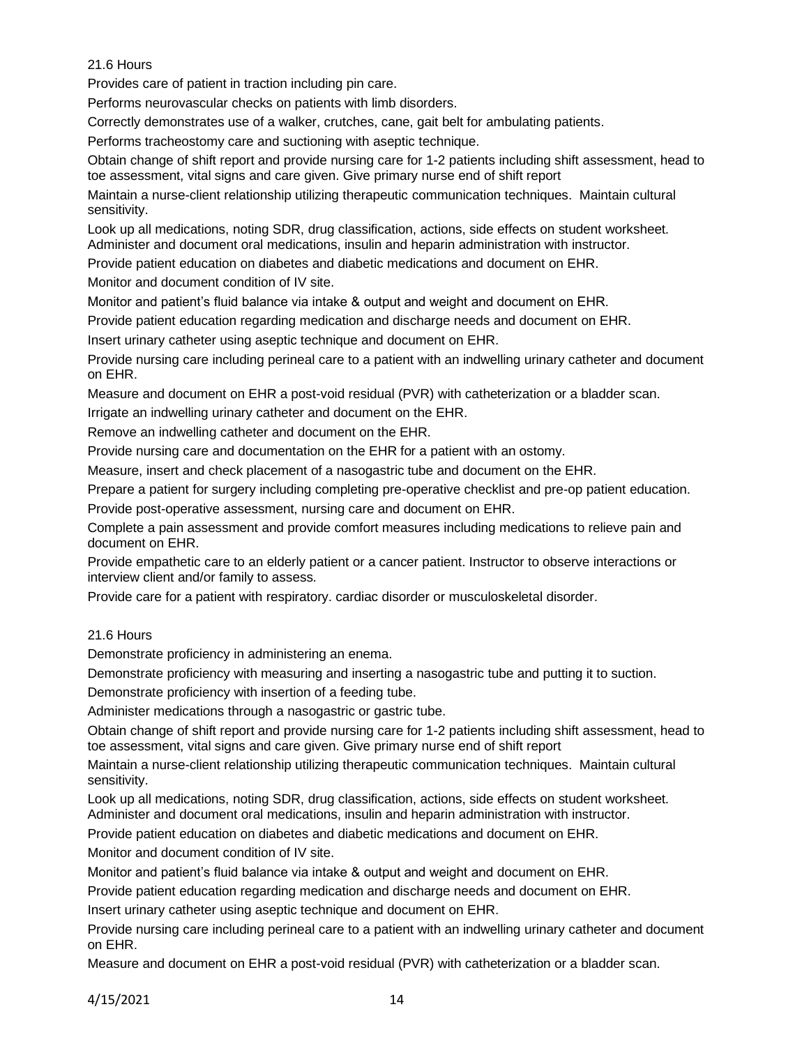21.6 Hours

Provides care of patient in traction including pin care.

Performs neurovascular checks on patients with limb disorders.

Correctly demonstrates use of a walker, crutches, cane, gait belt for ambulating patients.

Performs tracheostomy care and suctioning with aseptic technique.

Obtain change of shift report and provide nursing care for 1-2 patients including shift assessment, head to toe assessment, vital signs and care given. Give primary nurse end of shift report

Maintain a nurse-client relationship utilizing therapeutic communication techniques. Maintain cultural sensitivity.

Look up all medications, noting SDR, drug classification, actions, side effects on student worksheet. Administer and document oral medications, insulin and heparin administration with instructor.

Provide patient education on diabetes and diabetic medications and document on EHR.

Monitor and document condition of IV site.

Monitor and patient's fluid balance via intake & output and weight and document on EHR.

Provide patient education regarding medication and discharge needs and document on EHR.

Insert urinary catheter using aseptic technique and document on EHR.

Provide nursing care including perineal care to a patient with an indwelling urinary catheter and document on EHR.

Measure and document on EHR a post-void residual (PVR) with catheterization or a bladder scan.

Irrigate an indwelling urinary catheter and document on the EHR.

Remove an indwelling catheter and document on the EHR.

Provide nursing care and documentation on the EHR for a patient with an ostomy.

Measure, insert and check placement of a nasogastric tube and document on the EHR.

Prepare a patient for surgery including completing pre-operative checklist and pre-op patient education.

Provide post-operative assessment, nursing care and document on EHR.

Complete a pain assessment and provide comfort measures including medications to relieve pain and document on EHR.

Provide empathetic care to an elderly patient or a cancer patient. Instructor to observe interactions or interview client and/or family to assess.

Provide care for a patient with respiratory. cardiac disorder or musculoskeletal disorder.

21.6 Hours

Demonstrate proficiency in administering an enema.

Demonstrate proficiency with measuring and inserting a nasogastric tube and putting it to suction.

Demonstrate proficiency with insertion of a feeding tube.

Administer medications through a nasogastric or gastric tube.

Obtain change of shift report and provide nursing care for 1-2 patients including shift assessment, head to toe assessment, vital signs and care given. Give primary nurse end of shift report

Maintain a nurse-client relationship utilizing therapeutic communication techniques. Maintain cultural sensitivity.

Look up all medications, noting SDR, drug classification, actions, side effects on student worksheet. Administer and document oral medications, insulin and heparin administration with instructor.

Provide patient education on diabetes and diabetic medications and document on EHR.

Monitor and document condition of IV site.

Monitor and patient's fluid balance via intake & output and weight and document on EHR.

Provide patient education regarding medication and discharge needs and document on EHR.

Insert urinary catheter using aseptic technique and document on EHR.

Provide nursing care including perineal care to a patient with an indwelling urinary catheter and document on EHR.

Measure and document on EHR a post-void residual (PVR) with catheterization or a bladder scan.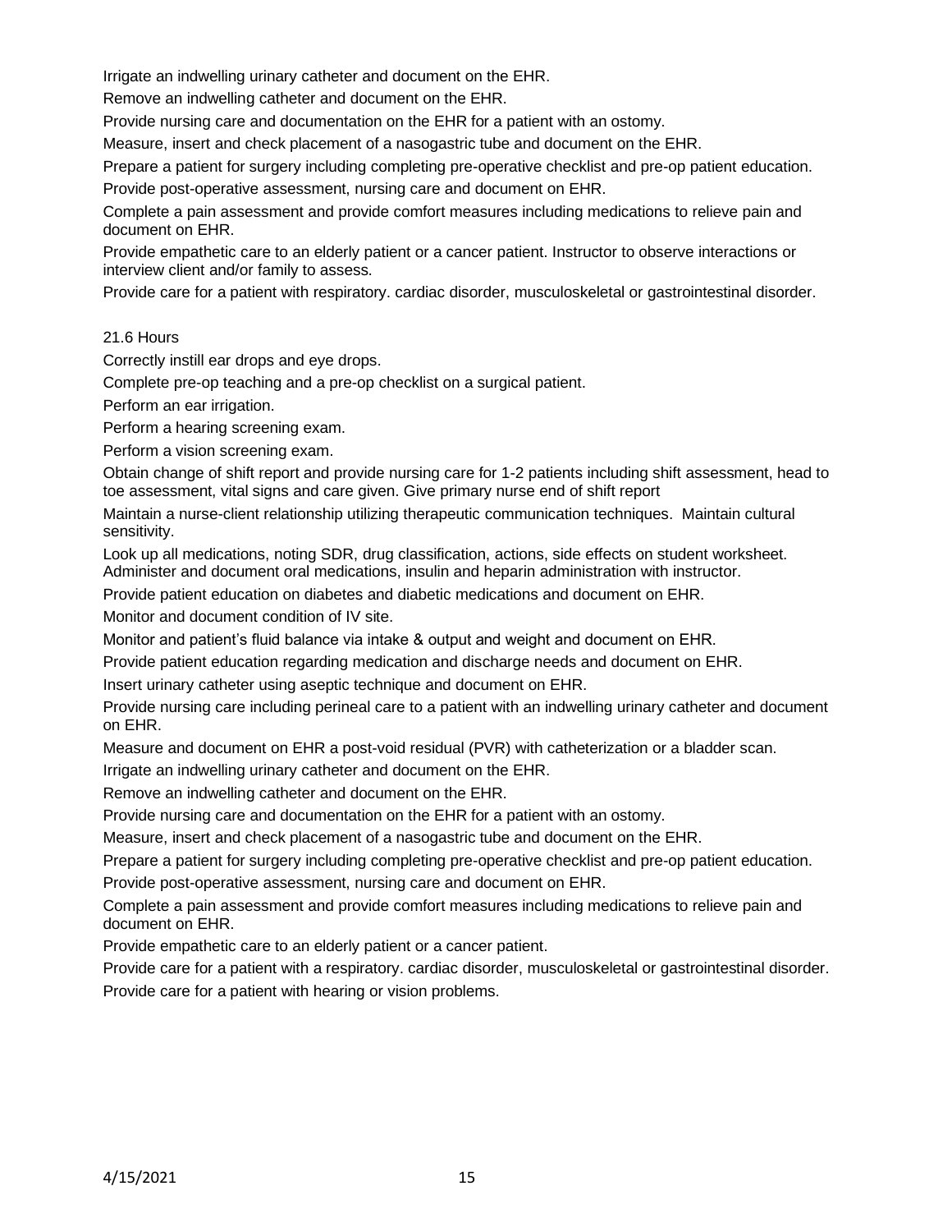Irrigate an indwelling urinary catheter and document on the EHR.

Remove an indwelling catheter and document on the EHR.

Provide nursing care and documentation on the EHR for a patient with an ostomy.

Measure, insert and check placement of a nasogastric tube and document on the EHR.

Prepare a patient for surgery including completing pre-operative checklist and pre-op patient education.

Provide post-operative assessment, nursing care and document on EHR.

Complete a pain assessment and provide comfort measures including medications to relieve pain and document on EHR.

Provide empathetic care to an elderly patient or a cancer patient. Instructor to observe interactions or interview client and/or family to assess.

Provide care for a patient with respiratory. cardiac disorder, musculoskeletal or gastrointestinal disorder.

21.6 Hours

Correctly instill ear drops and eye drops.

Complete pre-op teaching and a pre-op checklist on a surgical patient.

Perform an ear irrigation.

Perform a hearing screening exam.

Perform a vision screening exam.

Obtain change of shift report and provide nursing care for 1-2 patients including shift assessment, head to toe assessment, vital signs and care given. Give primary nurse end of shift report

Maintain a nurse-client relationship utilizing therapeutic communication techniques. Maintain cultural sensitivity.

Look up all medications, noting SDR, drug classification, actions, side effects on student worksheet. Administer and document oral medications, insulin and heparin administration with instructor.

Provide patient education on diabetes and diabetic medications and document on EHR.

Monitor and document condition of IV site.

Monitor and patient's fluid balance via intake & output and weight and document on EHR.

Provide patient education regarding medication and discharge needs and document on EHR.

Insert urinary catheter using aseptic technique and document on EHR.

Provide nursing care including perineal care to a patient with an indwelling urinary catheter and document on EHR.

Measure and document on EHR a post-void residual (PVR) with catheterization or a bladder scan.

Irrigate an indwelling urinary catheter and document on the EHR.

Remove an indwelling catheter and document on the EHR.

Provide nursing care and documentation on the EHR for a patient with an ostomy.

Measure, insert and check placement of a nasogastric tube and document on the EHR.

Prepare a patient for surgery including completing pre-operative checklist and pre-op patient education.

Provide post-operative assessment, nursing care and document on EHR.

Complete a pain assessment and provide comfort measures including medications to relieve pain and document on EHR.

Provide empathetic care to an elderly patient or a cancer patient.

Provide care for a patient with a respiratory. cardiac disorder, musculoskeletal or gastrointestinal disorder.

Provide care for a patient with hearing or vision problems.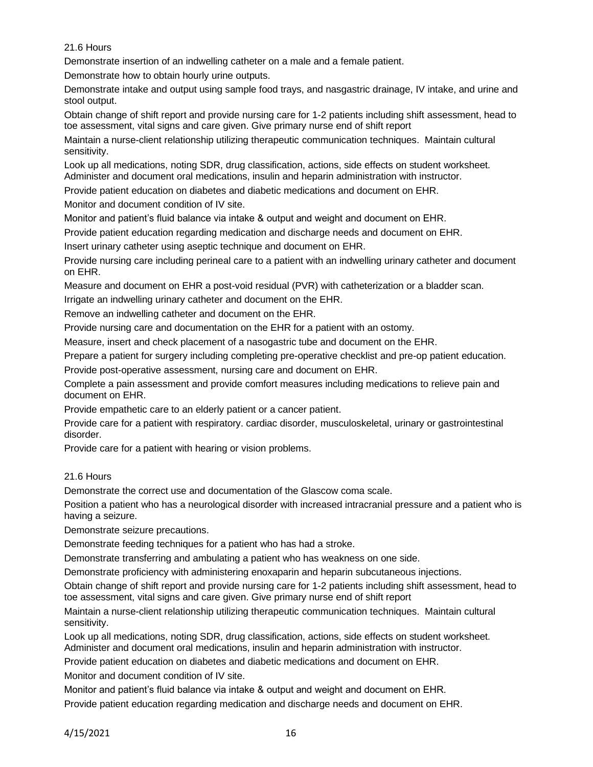21.6 Hours

Demonstrate insertion of an indwelling catheter on a male and a female patient.

Demonstrate how to obtain hourly urine outputs.

Demonstrate intake and output using sample food trays, and nasgastric drainage, IV intake, and urine and stool output.

Obtain change of shift report and provide nursing care for 1-2 patients including shift assessment, head to toe assessment, vital signs and care given. Give primary nurse end of shift report

Maintain a nurse-client relationship utilizing therapeutic communication techniques. Maintain cultural sensitivity.

Look up all medications, noting SDR, drug classification, actions, side effects on student worksheet. Administer and document oral medications, insulin and heparin administration with instructor.

Provide patient education on diabetes and diabetic medications and document on EHR.

Monitor and document condition of IV site.

Monitor and patient's fluid balance via intake & output and weight and document on EHR.

Provide patient education regarding medication and discharge needs and document on EHR.

Insert urinary catheter using aseptic technique and document on EHR.

Provide nursing care including perineal care to a patient with an indwelling urinary catheter and document on EHR.

Measure and document on EHR a post-void residual (PVR) with catheterization or a bladder scan.

Irrigate an indwelling urinary catheter and document on the EHR.

Remove an indwelling catheter and document on the EHR.

Provide nursing care and documentation on the EHR for a patient with an ostomy.

Measure, insert and check placement of a nasogastric tube and document on the EHR.

Prepare a patient for surgery including completing pre-operative checklist and pre-op patient education.

Provide post-operative assessment, nursing care and document on EHR.

Complete a pain assessment and provide comfort measures including medications to relieve pain and document on EHR.

Provide empathetic care to an elderly patient or a cancer patient.

Provide care for a patient with respiratory. cardiac disorder, musculoskeletal, urinary or gastrointestinal disorder.

Provide care for a patient with hearing or vision problems.

21.6 Hours

Demonstrate the correct use and documentation of the Glascow coma scale.

Position a patient who has a neurological disorder with increased intracranial pressure and a patient who is having a seizure.

Demonstrate seizure precautions.

Demonstrate feeding techniques for a patient who has had a stroke.

Demonstrate transferring and ambulating a patient who has weakness on one side.

Demonstrate proficiency with administering enoxaparin and heparin subcutaneous injections.

Obtain change of shift report and provide nursing care for 1-2 patients including shift assessment, head to toe assessment, vital signs and care given. Give primary nurse end of shift report

Maintain a nurse-client relationship utilizing therapeutic communication techniques. Maintain cultural sensitivity.

Look up all medications, noting SDR, drug classification, actions, side effects on student worksheet. Administer and document oral medications, insulin and heparin administration with instructor.

Provide patient education on diabetes and diabetic medications and document on EHR.

Monitor and document condition of IV site.

Monitor and patient's fluid balance via intake & output and weight and document on EHR.

Provide patient education regarding medication and discharge needs and document on EHR.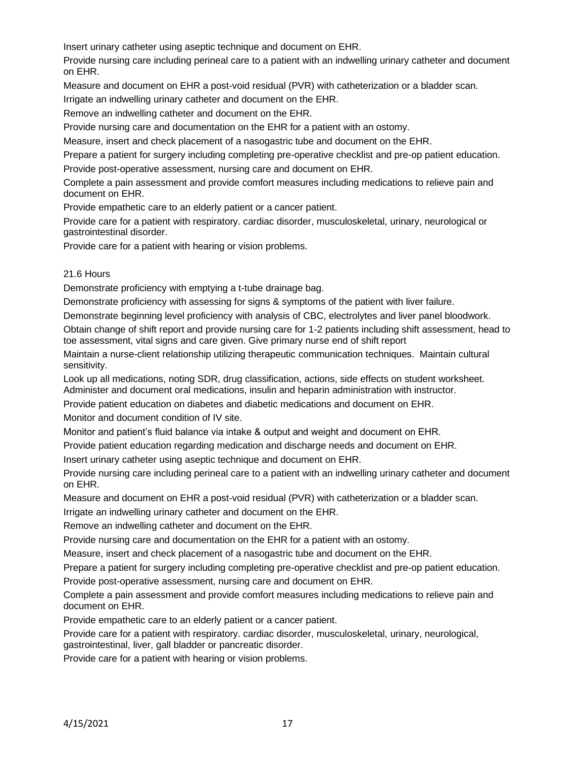Insert urinary catheter using aseptic technique and document on EHR.

Provide nursing care including perineal care to a patient with an indwelling urinary catheter and document on EHR.

Measure and document on EHR a post-void residual (PVR) with catheterization or a bladder scan.

Irrigate an indwelling urinary catheter and document on the EHR.

Remove an indwelling catheter and document on the EHR.

Provide nursing care and documentation on the EHR for a patient with an ostomy.

Measure, insert and check placement of a nasogastric tube and document on the EHR.

Prepare a patient for surgery including completing pre-operative checklist and pre-op patient education.

Provide post-operative assessment, nursing care and document on EHR.

Complete a pain assessment and provide comfort measures including medications to relieve pain and document on EHR.

Provide empathetic care to an elderly patient or a cancer patient.

Provide care for a patient with respiratory. cardiac disorder, musculoskeletal, urinary, neurological or gastrointestinal disorder.

Provide care for a patient with hearing or vision problems.

21.6 Hours

Demonstrate proficiency with emptying a t-tube drainage bag.

Demonstrate proficiency with assessing for signs & symptoms of the patient with liver failure.

Demonstrate beginning level proficiency with analysis of CBC, electrolytes and liver panel bloodwork.

Obtain change of shift report and provide nursing care for 1-2 patients including shift assessment, head to toe assessment, vital signs and care given. Give primary nurse end of shift report

Maintain a nurse-client relationship utilizing therapeutic communication techniques. Maintain cultural sensitivity.

Look up all medications, noting SDR, drug classification, actions, side effects on student worksheet. Administer and document oral medications, insulin and heparin administration with instructor.

Provide patient education on diabetes and diabetic medications and document on EHR.

Monitor and document condition of IV site.

Monitor and patient's fluid balance via intake & output and weight and document on EHR.

Provide patient education regarding medication and discharge needs and document on EHR.

Insert urinary catheter using aseptic technique and document on EHR.

Provide nursing care including perineal care to a patient with an indwelling urinary catheter and document on EHR.

Measure and document on EHR a post-void residual (PVR) with catheterization or a bladder scan.

Irrigate an indwelling urinary catheter and document on the EHR.

Remove an indwelling catheter and document on the EHR.

Provide nursing care and documentation on the EHR for a patient with an ostomy.

Measure, insert and check placement of a nasogastric tube and document on the EHR.

Prepare a patient for surgery including completing pre-operative checklist and pre-op patient education.

Provide post-operative assessment, nursing care and document on EHR.

Complete a pain assessment and provide comfort measures including medications to relieve pain and document on EHR.

Provide empathetic care to an elderly patient or a cancer patient.

Provide care for a patient with respiratory. cardiac disorder, musculoskeletal, urinary, neurological, gastrointestinal, liver, gall bladder or pancreatic disorder.

Provide care for a patient with hearing or vision problems.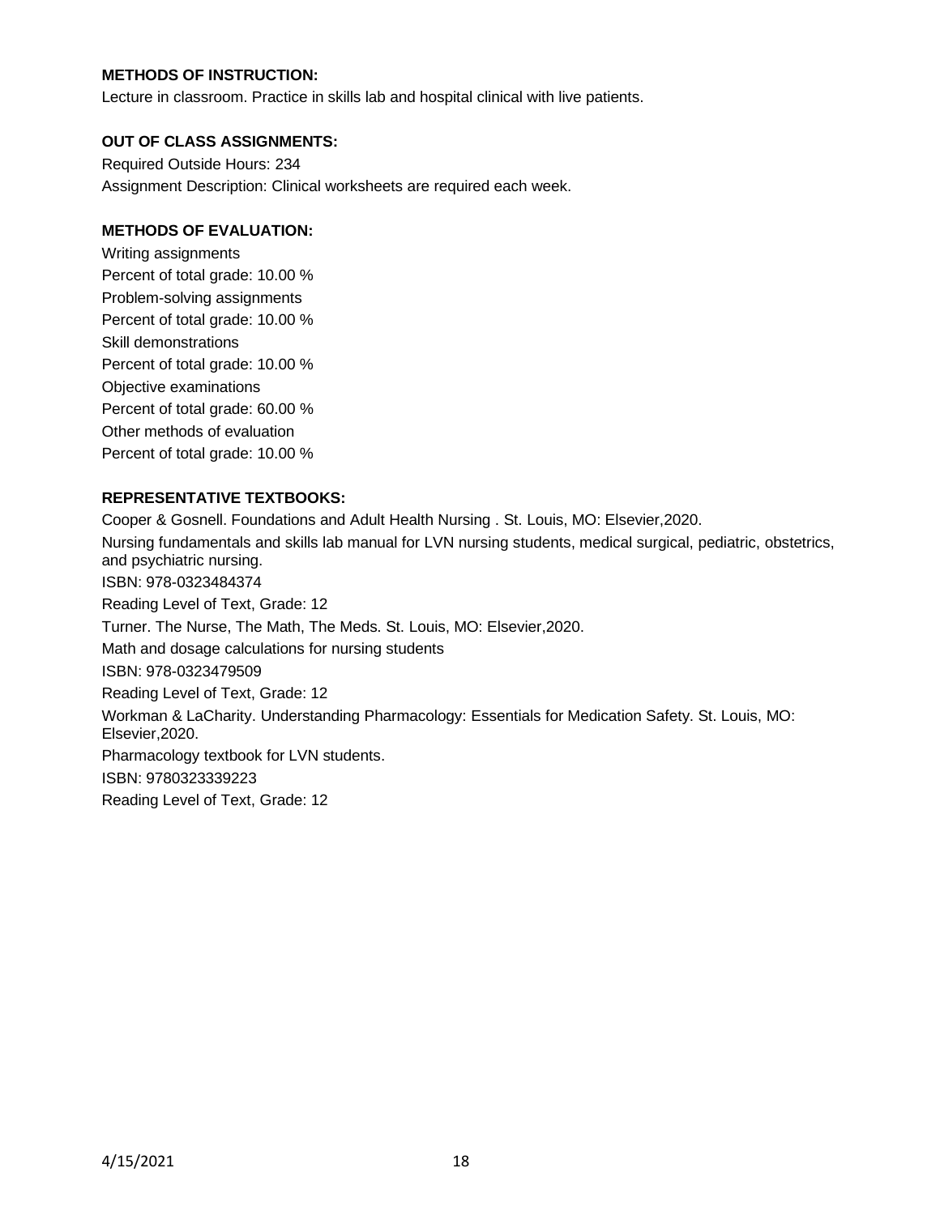**METHODS OF INSTRUCTION:**

Lecture in classroom. Practice in skills lab and hospital clinical with live patients.

**OUT OF CLASS ASSIGNMENTS:**

Required Outside Hours: 234

Assignment Description: Clinical worksheets are required each week.

**METHODS OF EVALUATION:**

Writing assignments

Percent of total grade: 10.00 %

Problem-solving assignments

Percent of total grade: 10.00 %

Skill demonstrations

Percent of total grade: 10.00 %

Objective examinations

Percent of total grade: 60.00 %

Other methods of evaluation

Percent of total grade: 10.00 %

**REPRESENTATIVE TEXTBOOKS:**

Cooper & Gosnell. Foundations and Adult Health Nursing . St. Louis, MO: Elsevier,2020.

Nursing fundamentals and skills lab manual for LVN nursing students, medical surgical, pediatric, obstetrics, and psychiatric nursing.

ISBN: 978-0323484374

Reading Level of Text, Grade: 12

Turner. The Nurse, The Math, The Meds. St. Louis, MO: Elsevier,2020.

Math and dosage calculations for nursing students

ISBN: 978-0323479509

Reading Level of Text, Grade: 12

Workman & LaCharity. Understanding Pharmacology: Essentials for Medication Safety. St. Louis, MO: Elsevier,2020.

Pharmacology textbook for LVN students.

ISBN: 9780323339223

Reading Level of Text, Grade: 12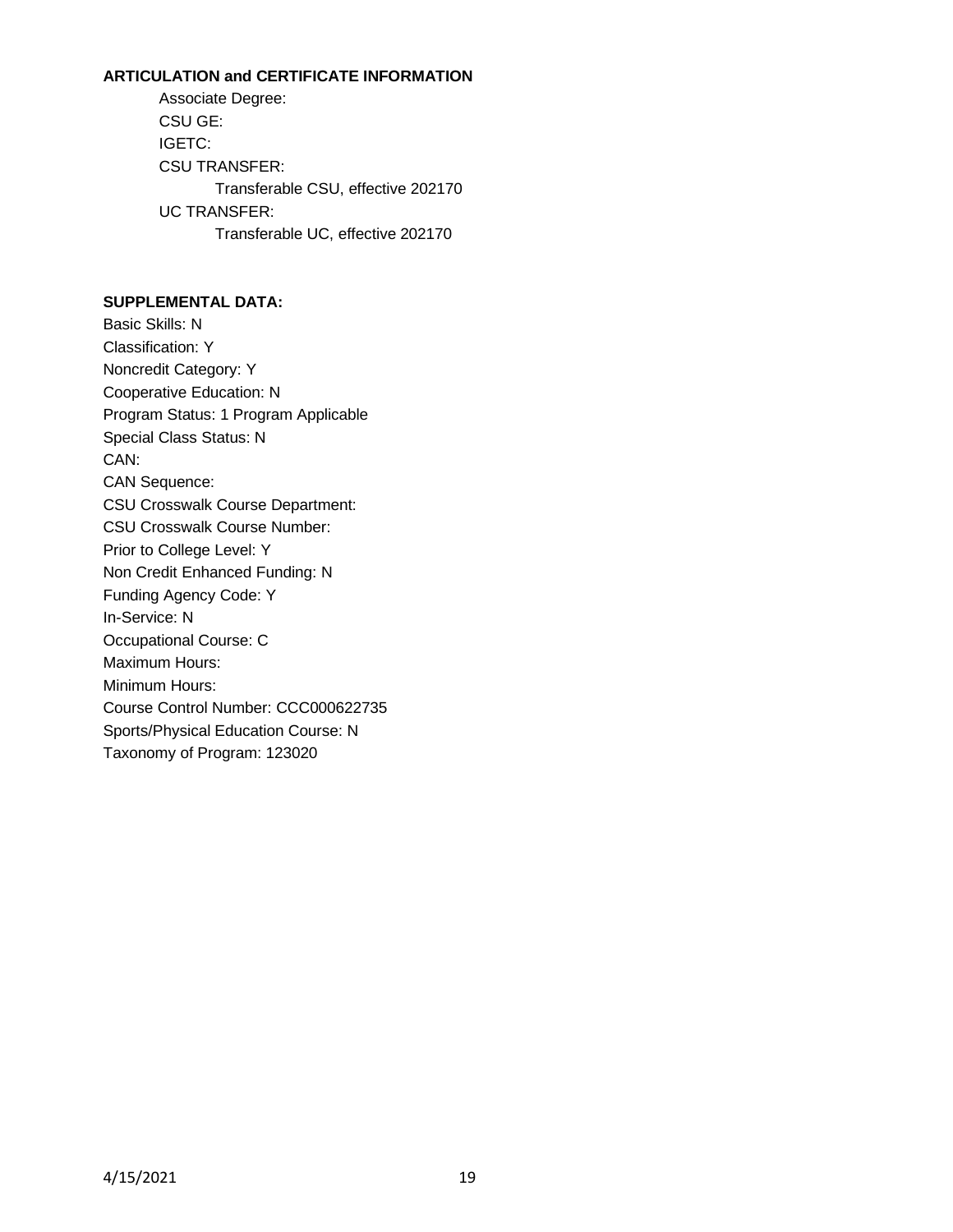**ARTICULATION and CERTIFICATE INFORMATION**

Associate Degree:

CSU GE:

IGETC:

CSU TRANSFER:

Transferable CSU, effective 202170

UC TRANSFER:

Transferable UC, effective 202170

**SUPPLEMENTAL DATA:**

Basic Skills: N

Classification: Y

Noncredit Category: Y

Cooperative Education: N

Program Status: 1 Program Applicable

Special Class Status: N

CAN:

CAN Sequence:

CSU Crosswalk Course Department:

CSU Crosswalk Course Number:

Prior to College Level: Y

Non Credit Enhanced Funding: N

Funding Agency Code: Y

In-Service: N

Occupational Course: C

Maximum Hours:

Minimum Hours:

Course Control Number: CCC000622735

Sports/Physical Education Course: N

Taxonomy of Program: 123020